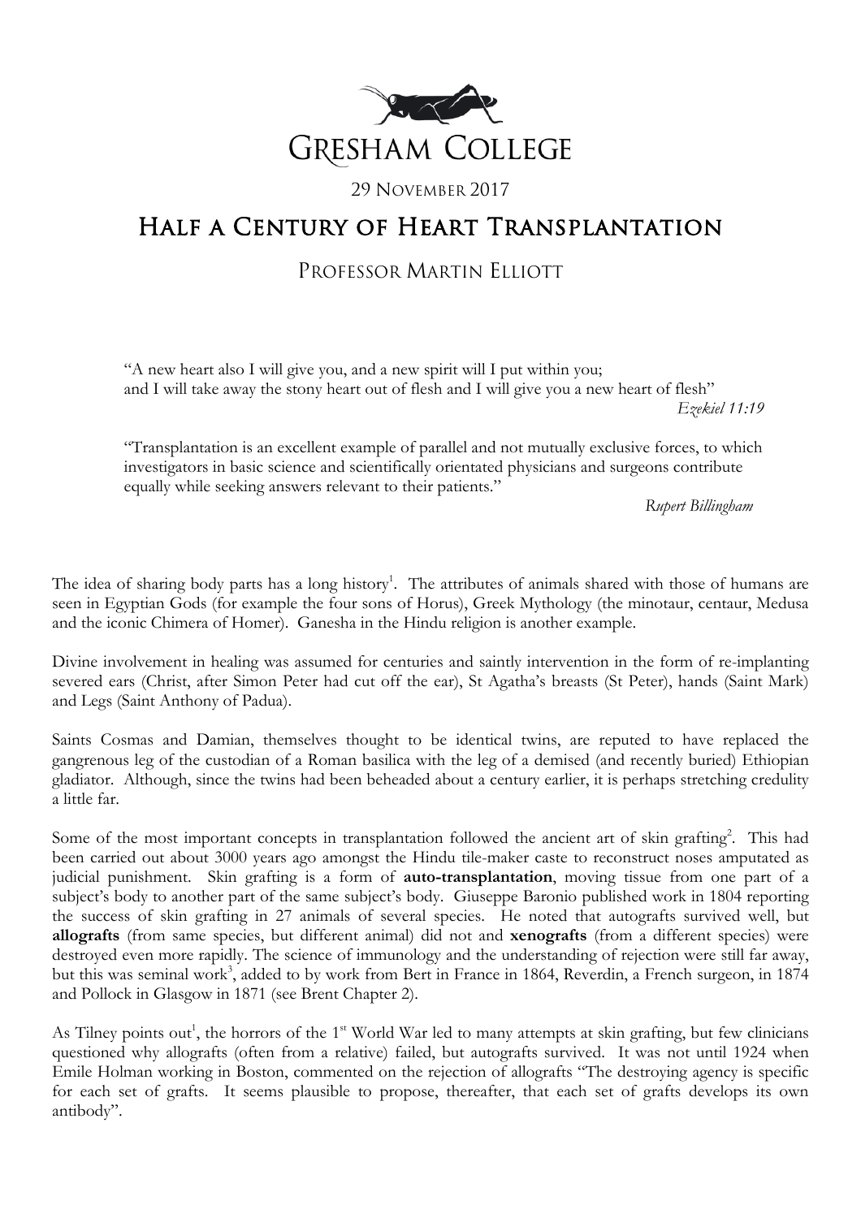Gresham College

29 November 2017

# Half a Century of Heart Transplantation

## Professor Martin Elliott

> "A new heart also I will give you, and a new spirit will I put within you;
> and I will take away the stony heart out of flesh and I will give you a new heart of flesh"
>
> *Ezekiel 11:19*

> "Transplantation is an excellent example of parallel and not mutually exclusive forces, to which investigators in basic science and scientifically orientated physicians and surgeons contribute equally while seeking answers relevant to their patients."
>
> *Rupert Billingham*

The idea of sharing body parts has a long history[1]. The attributes of animals shared with those of humans are seen in Egyptian Gods (for example the four sons of Horus), Greek Mythology (the minotaur, centaur, Medusa and the iconic Chimera of Homer). Ganesha in the Hindu religion is another example.

Divine involvement in healing was assumed for centuries and saintly intervention in the form of re-implanting severed ears (Christ, after Simon Peter had cut off the ear), St Agatha's breasts (St Peter), hands (Saint Mark) and Legs (Saint Anthony of Padua).

Saints Cosmas and Damian, themselves thought to be identical twins, are reputed to have replaced the gangrenous leg of the custodian of a Roman basilica with the leg of a demised (and recently buried) Ethiopian gladiator. Although, since the twins had been beheaded about a century earlier, it is perhaps stretching credulity a little far.

Some of the most important concepts in transplantation followed the ancient art of skin grafting[2]. This had been carried out about 3000 years ago amongst the Hindu tile-maker caste to reconstruct noses amputated as judicial punishment. Skin grafting is a form of **auto-transplantation**, moving tissue from one part of a subject's body to another part of the same subject's body. Giuseppe Baronio published work in 1804 reporting the success of skin grafting in 27 animals of several species. He noted that autografts survived well, but **allografts** (from same species, but different animal) did not and **xenografts** (from a different species) were destroyed even more rapidly. The science of immunology and the understanding of rejection were still far away, but this was seminal work[3], added to by work from Bert in France in 1864, Reverdin, a French surgeon, in 1874 and Pollock in Glasgow in 1871 (see Brent Chapter 2).

As Tilney points out[1], the horrors of the 1st World War led to many attempts at skin grafting, but few clinicians questioned why allografts (often from a relative) failed, but autografts survived. It was not until 1924 when Emile Holman working in Boston, commented on the rejection of allografts "The destroying agency is specific for each set of grafts. It seems plausible to propose, thereafter, that each set of grafts develops its own antibody".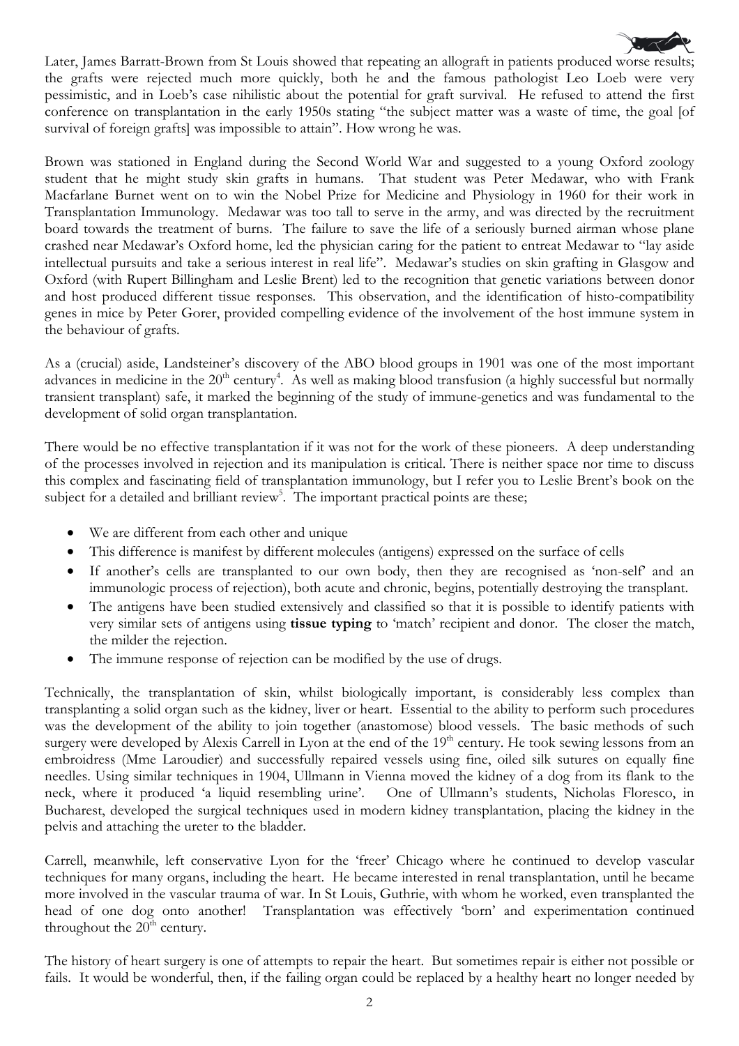Later, James Barratt-Brown from St Louis showed that repeating an allograft in patients produced worse results; the grafts were rejected much more quickly, both he and the famous pathologist Leo Loeb were very pessimistic, and in Loeb's case nihilistic about the potential for graft survival. He refused to attend the first conference on transplantation in the early 1950s stating "the subject matter was a waste of time, the goal [of survival of foreign grafts] was impossible to attain". How wrong he was.

Brown was stationed in England during the Second World War and suggested to a young Oxford zoology student that he might study skin grafts in humans. That student was Peter Medawar, who with Frank Macfarlane Burnet went on to win the Nobel Prize for Medicine and Physiology in 1960 for their work in Transplantation Immunology. Medawar was too tall to serve in the army, and was directed by the recruitment board towards the treatment of burns. The failure to save the life of a seriously burned airman whose plane crashed near Medawar's Oxford home, led the physician caring for the patient to entreat Medawar to "lay aside intellectual pursuits and take a serious interest in real life". Medawar's studies on skin grafting in Glasgow and Oxford (with Rupert Billingham and Leslie Brent) led to the recognition that genetic variations between donor and host produced different tissue responses. This observation, and the identification of histo-compatibility genes in mice by Peter Gorer, provided compelling evidence of the involvement of the host immune system in the behaviour of grafts.

As a (crucial) aside, Landsteiner's discovery of the ABO blood groups in 1901 was one of the most important advances in medicine in the 20th century[4]. As well as making blood transfusion (a highly successful but normally transient transplant) safe, it marked the beginning of the study of immune-genetics and was fundamental to the development of solid organ transplantation.

There would be no effective transplantation if it was not for the work of these pioneers. A deep understanding of the processes involved in rejection and its manipulation is critical. There is neither space nor time to discuss this complex and fascinating field of transplantation immunology, but I refer you to Leslie Brent's book on the subject for a detailed and brilliant review[5]. The important practical points are these;

- We are different from each other and unique
- This difference is manifest by different molecules (antigens) expressed on the surface of cells
- If another's cells are transplanted to our own body, then they are recognised as 'non-self' and an immunologic process of rejection), both acute and chronic, begins, potentially destroying the transplant.
- The antigens have been studied extensively and classified so that it is possible to identify patients with very similar sets of antigens using **tissue typing** to 'match' recipient and donor. The closer the match, the milder the rejection.
- The immune response of rejection can be modified by the use of drugs.

Technically, the transplantation of skin, whilst biologically important, is considerably less complex than transplanting a solid organ such as the kidney, liver or heart. Essential to the ability to perform such procedures was the development of the ability to join together (anastomose) blood vessels. The basic methods of such surgery were developed by Alexis Carrell in Lyon at the end of the 19th century. He took sewing lessons from an embroidress (Mme Laroudier) and successfully repaired vessels using fine, oiled silk sutures on equally fine needles. Using similar techniques in 1904, Ullmann in Vienna moved the kidney of a dog from its flank to the neck, where it produced 'a liquid resembling urine'. One of Ullmann's students, Nicholas Floresco, in Bucharest, developed the surgical techniques used in modern kidney transplantation, placing the kidney in the pelvis and attaching the ureter to the bladder.

Carrell, meanwhile, left conservative Lyon for the 'freer' Chicago where he continued to develop vascular techniques for many organs, including the heart. He became interested in renal transplantation, until he became more involved in the vascular trauma of war. In St Louis, Guthrie, with whom he worked, even transplanted the head of one dog onto another! Transplantation was effectively 'born' and experimentation continued throughout the 20th century.

The history of heart surgery is one of attempts to repair the heart. But sometimes repair is either not possible or fails. It would be wonderful, then, if the failing organ could be replaced by a healthy heart no longer needed by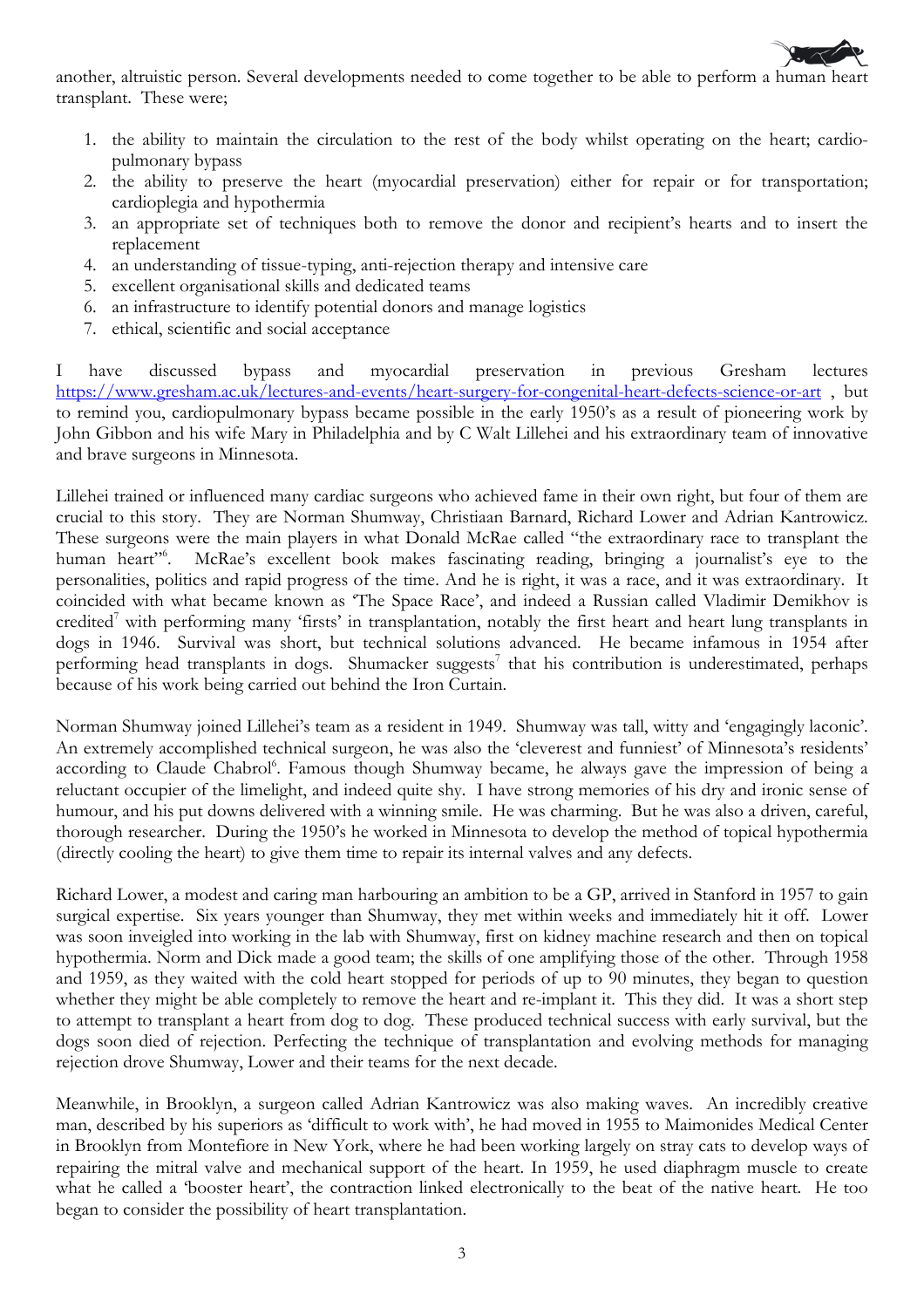another, altruistic person. Several developments needed to come together to be able to perform a human heart transplant. These were;

1. the ability to maintain the circulation to the rest of the body whilst operating on the heart; cardio-pulmonary bypass
2. the ability to preserve the heart (myocardial preservation) either for repair or for transportation; cardioplegia and hypothermia
3. an appropriate set of techniques both to remove the donor and recipient's hearts and to insert the replacement
4. an understanding of tissue-typing, anti-rejection therapy and intensive care
5. excellent organisational skills and dedicated teams
6. an infrastructure to identify potential donors and manage logistics
7. ethical, scientific and social acceptance

I have discussed bypass and myocardial preservation in previous Gresham lectures https://www.gresham.ac.uk/lectures-and-events/heart-surgery-for-congenital-heart-defects-science-or-art , but to remind you, cardiopulmonary bypass became possible in the early 1950's as a result of pioneering work by John Gibbon and his wife Mary in Philadelphia and by C Walt Lillehei and his extraordinary team of innovative and brave surgeons in Minnesota.

Lillehei trained or influenced many cardiac surgeons who achieved fame in their own right, but four of them are crucial to this story. They are Norman Shumway, Christiaan Barnard, Richard Lower and Adrian Kantrowicz. These surgeons were the main players in what Donald McRae called "the extraordinary race to transplant the human heart"[6]. McRae's excellent book makes fascinating reading, bringing a journalist's eye to the personalities, politics and rapid progress of the time. And he is right, it was a race, and it was extraordinary. It coincided with what became known as 'The Space Race', and indeed a Russian called Vladimir Demikhov is credited[7] with performing many 'firsts' in transplantation, notably the first heart and heart lung transplants in dogs in 1946. Survival was short, but technical solutions advanced. He became infamous in 1954 after performing head transplants in dogs. Shumacker suggests[7] that his contribution is underestimated, perhaps because of his work being carried out behind the Iron Curtain.

Norman Shumway joined Lillehei's team as a resident in 1949. Shumway was tall, witty and 'engagingly laconic'. An extremely accomplished technical surgeon, he was also the 'cleverest and funniest' of Minnesota's residents' according to Claude Chabrol[6]. Famous though Shumway became, he always gave the impression of being a reluctant occupier of the limelight, and indeed quite shy. I have strong memories of his dry and ironic sense of humour, and his put downs delivered with a winning smile. He was charming. But he was also a driven, careful, thorough researcher. During the 1950's he worked in Minnesota to develop the method of topical hypothermia (directly cooling the heart) to give them time to repair its internal valves and any defects.

Richard Lower, a modest and caring man harbouring an ambition to be a GP, arrived in Stanford in 1957 to gain surgical expertise. Six years younger than Shumway, they met within weeks and immediately hit it off. Lower was soon inveigled into working in the lab with Shumway, first on kidney machine research and then on topical hypothermia. Norm and Dick made a good team; the skills of one amplifying those of the other. Through 1958 and 1959, as they waited with the cold heart stopped for periods of up to 90 minutes, they began to question whether they might be able completely to remove the heart and re-implant it. This they did. It was a short step to attempt to transplant a heart from dog to dog. These produced technical success with early survival, but the dogs soon died of rejection. Perfecting the technique of transplantation and evolving methods for managing rejection drove Shumway, Lower and their teams for the next decade.

Meanwhile, in Brooklyn, a surgeon called Adrian Kantrowicz was also making waves. An incredibly creative man, described by his superiors as 'difficult to work with', he had moved in 1955 to Maimonides Medical Center in Brooklyn from Montefiore in New York, where he had been working largely on stray cats to develop ways of repairing the mitral valve and mechanical support of the heart. In 1959, he used diaphragm muscle to create what he called a 'booster heart', the contraction linked electronically to the beat of the native heart. He too began to consider the possibility of heart transplantation.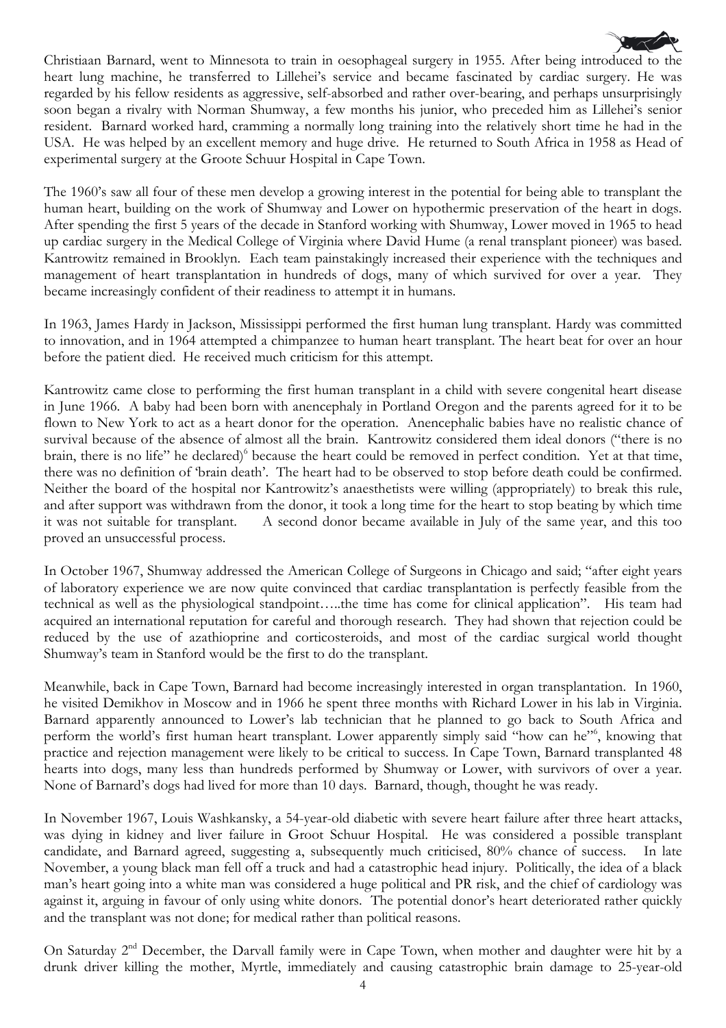Christiaan Barnard, went to Minnesota to train in oesophageal surgery in 1955. After being introduced to the heart lung machine, he transferred to Lillehei's service and became fascinated by cardiac surgery. He was regarded by his fellow residents as aggressive, self-absorbed and rather over-bearing, and perhaps unsurprisingly soon began a rivalry with Norman Shumway, a few months his junior, who preceded him as Lillehei's senior resident. Barnard worked hard, cramming a normally long training into the relatively short time he had in the USA. He was helped by an excellent memory and huge drive. He returned to South Africa in 1958 as Head of experimental surgery at the Groote Schuur Hospital in Cape Town.

The 1960's saw all four of these men develop a growing interest in the potential for being able to transplant the human heart, building on the work of Shumway and Lower on hypothermic preservation of the heart in dogs. After spending the first 5 years of the decade in Stanford working with Shumway, Lower moved in 1965 to head up cardiac surgery in the Medical College of Virginia where David Hume (a renal transplant pioneer) was based. Kantrowitz remained in Brooklyn. Each team painstakingly increased their experience with the techniques and management of heart transplantation in hundreds of dogs, many of which survived for over a year. They became increasingly confident of their readiness to attempt it in humans.

In 1963, James Hardy in Jackson, Mississippi performed the first human lung transplant. Hardy was committed to innovation, and in 1964 attempted a chimpanzee to human heart transplant. The heart beat for over an hour before the patient died. He received much criticism for this attempt.

Kantrowitz came close to performing the first human transplant in a child with severe congenital heart disease in June 1966. A baby had been born with anencephaly in Portland Oregon and the parents agreed for it to be flown to New York to act as a heart donor for the operation. Anencephalic babies have no realistic chance of survival because of the absence of almost all the brain. Kantrowitz considered them ideal donors ("there is no brain, there is no life" he declared)[6] because the heart could be removed in perfect condition. Yet at that time, there was no definition of 'brain death'. The heart had to be observed to stop before death could be confirmed. Neither the board of the hospital nor Kantrowitz's anaesthetists were willing (appropriately) to break this rule, and after support was withdrawn from the donor, it took a long time for the heart to stop beating by which time it was not suitable for transplant. A second donor became available in July of the same year, and this too proved an unsuccessful process.

In October 1967, Shumway addressed the American College of Surgeons in Chicago and said; "after eight years of laboratory experience we are now quite convinced that cardiac transplantation is perfectly feasible from the technical as well as the physiological standpoint…..the time has come for clinical application". His team had acquired an international reputation for careful and thorough research. They had shown that rejection could be reduced by the use of azathioprine and corticosteroids, and most of the cardiac surgical world thought Shumway's team in Stanford would be the first to do the transplant.

Meanwhile, back in Cape Town, Barnard had become increasingly interested in organ transplantation. In 1960, he visited Demikhov in Moscow and in 1966 he spent three months with Richard Lower in his lab in Virginia. Barnard apparently announced to Lower's lab technician that he planned to go back to South Africa and perform the world's first human heart transplant. Lower apparently simply said "how can he"[6], knowing that practice and rejection management were likely to be critical to success. In Cape Town, Barnard transplanted 48 hearts into dogs, many less than hundreds performed by Shumway or Lower, with survivors of over a year. None of Barnard's dogs had lived for more than 10 days. Barnard, though, thought he was ready.

In November 1967, Louis Washkansky, a 54-year-old diabetic with severe heart failure after three heart attacks, was dying in kidney and liver failure in Groot Schuur Hospital. He was considered a possible transplant candidate, and Barnard agreed, suggesting a, subsequently much criticised, 80% chance of success. In late November, a young black man fell off a truck and had a catastrophic head injury. Politically, the idea of a black man's heart going into a white man was considered a huge political and PR risk, and the chief of cardiology was against it, arguing in favour of only using white donors. The potential donor's heart deteriorated rather quickly and the transplant was not done; for medical rather than political reasons.

On Saturday 2nd December, the Darvall family were in Cape Town, when mother and daughter were hit by a drunk driver killing the mother, Myrtle, immediately and causing catastrophic brain damage to 25-year-old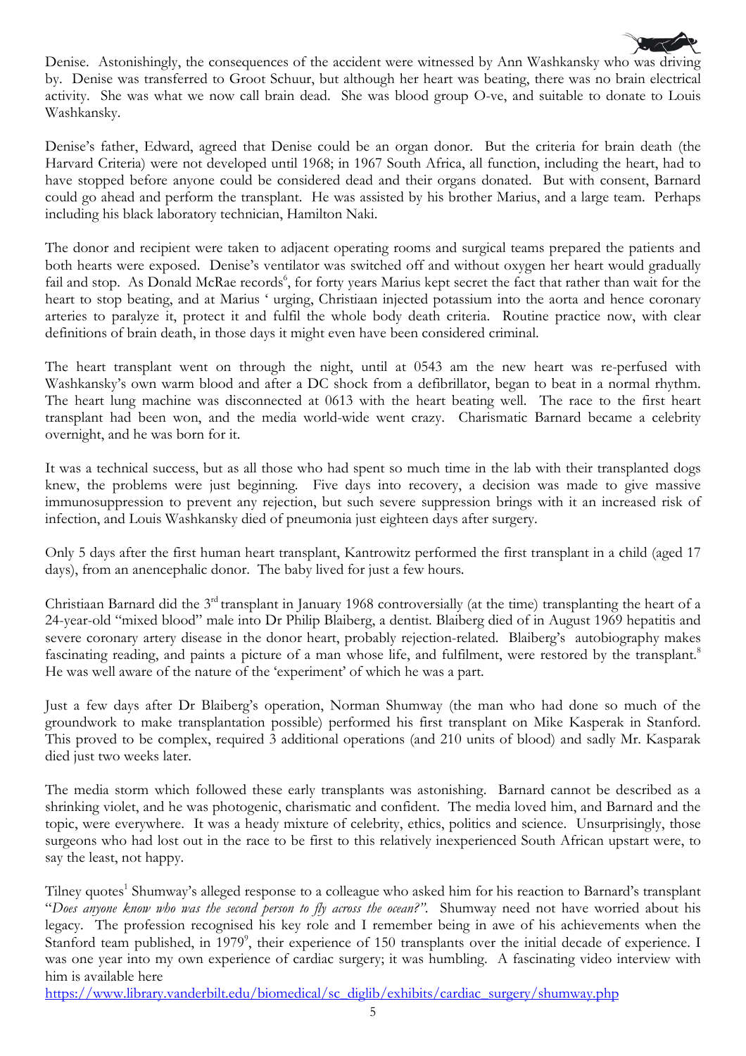Denise. Astonishingly, the consequences of the accident were witnessed by Ann Washkansky who was driving by. Denise was transferred to Groot Schuur, but although her heart was beating, there was no brain electrical activity. She was what we now call brain dead. She was blood group O-ve, and suitable to donate to Louis Washkansky.

Denise's father, Edward, agreed that Denise could be an organ donor. But the criteria for brain death (the Harvard Criteria) were not developed until 1968; in 1967 South Africa, all function, including the heart, had to have stopped before anyone could be considered dead and their organs donated. But with consent, Barnard could go ahead and perform the transplant. He was assisted by his brother Marius, and a large team. Perhaps including his black laboratory technician, Hamilton Naki.

The donor and recipient were taken to adjacent operating rooms and surgical teams prepared the patients and both hearts were exposed. Denise's ventilator was switched off and without oxygen her heart would gradually fail and stop. As Donald McRae records[6], for forty years Marius kept secret the fact that rather than wait for the heart to stop beating, and at Marius ' urging, Christiaan injected potassium into the aorta and hence coronary arteries to paralyze it, protect it and fulfil the whole body death criteria. Routine practice now, with clear definitions of brain death, in those days it might even have been considered criminal.

The heart transplant went on through the night, until at 0543 am the new heart was re-perfused with Washkansky's own warm blood and after a DC shock from a defibrillator, began to beat in a normal rhythm. The heart lung machine was disconnected at 0613 with the heart beating well. The race to the first heart transplant had been won, and the media world-wide went crazy. Charismatic Barnard became a celebrity overnight, and he was born for it.

It was a technical success, but as all those who had spent so much time in the lab with their transplanted dogs knew, the problems were just beginning. Five days into recovery, a decision was made to give massive immunosuppression to prevent any rejection, but such severe suppression brings with it an increased risk of infection, and Louis Washkansky died of pneumonia just eighteen days after surgery.

Only 5 days after the first human heart transplant, Kantrowitz performed the first transplant in a child (aged 17 days), from an anencephalic donor. The baby lived for just a few hours.

Christiaan Barnard did the 3rd transplant in January 1968 controversially (at the time) transplanting the heart of a 24-year-old "mixed blood" male into Dr Philip Blaiberg, a dentist. Blaiberg died of in August 1969 hepatitis and severe coronary artery disease in the donor heart, probably rejection-related. Blaiberg's autobiography makes fascinating reading, and paints a picture of a man whose life, and fulfilment, were restored by the transplant.[8] He was well aware of the nature of the 'experiment' of which he was a part.

Just a few days after Dr Blaiberg's operation, Norman Shumway (the man who had done so much of the groundwork to make transplantation possible) performed his first transplant on Mike Kasperak in Stanford. This proved to be complex, required 3 additional operations (and 210 units of blood) and sadly Mr. Kasparak died just two weeks later.

The media storm which followed these early transplants was astonishing. Barnard cannot be described as a shrinking violet, and he was photogenic, charismatic and confident. The media loved him, and Barnard and the topic, were everywhere. It was a heady mixture of celebrity, ethics, politics and science. Unsurprisingly, those surgeons who had lost out in the race to be first to this relatively inexperienced South African upstart were, to say the least, not happy.

Tilney quotes[1] Shumway's alleged response to a colleague who asked him for his reaction to Barnard's transplant "*Does anyone know who was the second person to fly across the ocean?"*. Shumway need not have worried about his legacy. The profession recognised his key role and I remember being in awe of his achievements when the Stanford team published, in 1979[9], their experience of 150 transplants over the initial decade of experience. I was one year into my own experience of cardiac surgery; it was humbling. A fascinating video interview with him is available here
https://www.library.vanderbilt.edu/biomedical/sc_diglib/exhibits/cardiac_surgery/shumway.php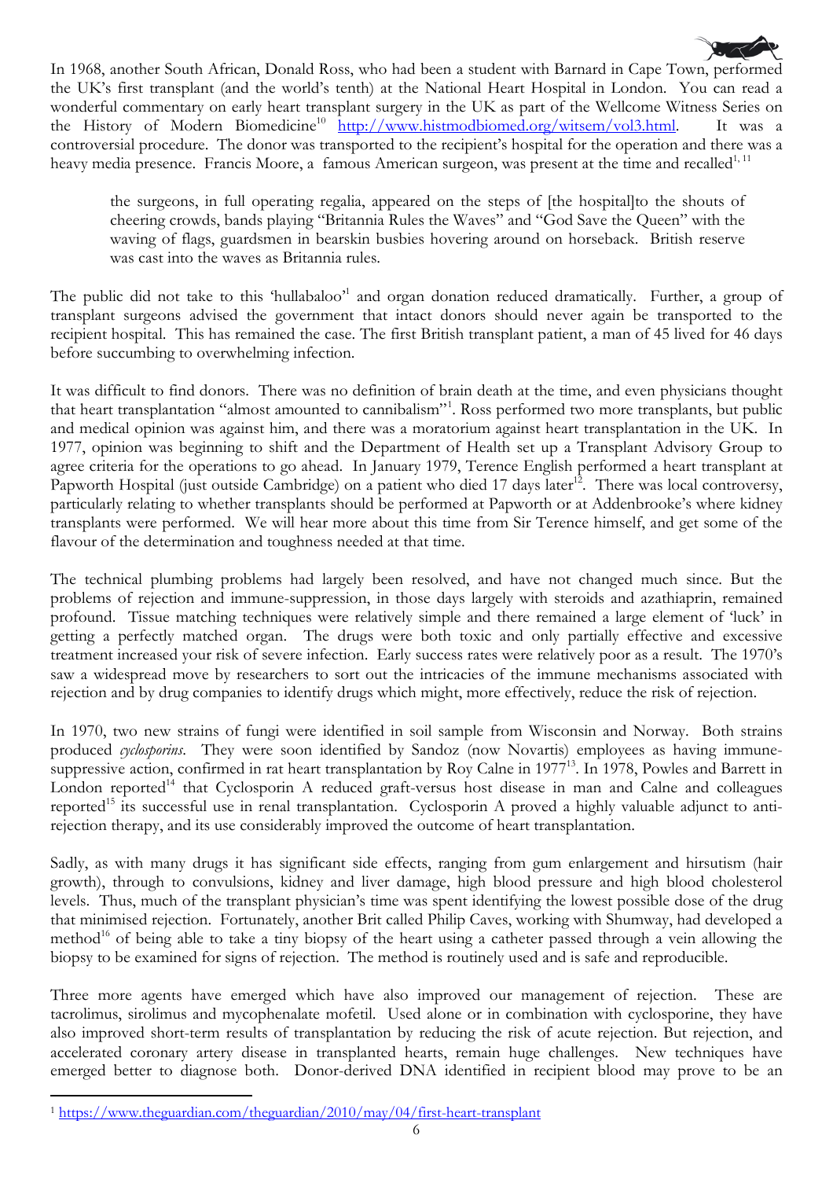In 1968, another South African, Donald Ross, who had been a student with Barnard in Cape Town, performed the UK's first transplant (and the world's tenth) at the National Heart Hospital in London. You can read a wonderful commentary on early heart transplant surgery in the UK as part of the Wellcome Witness Series on the History of Modern Biomedicine[10] http://www.histmodbiomed.org/witsem/vol3.html. It was a controversial procedure. The donor was transported to the recipient's hospital for the operation and there was a heavy media presence. Francis Moore, a famous American surgeon, was present at the time and recalled[1, 11]

> the surgeons, in full operating regalia, appeared on the steps of [the hospital]to the shouts of cheering crowds, bands playing "Britannia Rules the Waves" and "God Save the Queen" with the waving of flags, guardsmen in bearskin busbies hovering around on horseback. British reserve was cast into the waves as Britannia rules.

The public did not take to this 'hullabaloo'[1] and organ donation reduced dramatically. Further, a group of transplant surgeons advised the government that intact donors should never again be transported to the recipient hospital. This has remained the case. The first British transplant patient, a man of 45 lived for 46 days before succumbing to overwhelming infection.

It was difficult to find donors. There was no definition of brain death at the time, and even physicians thought that heart transplantation "almost amounted to cannibalism"[1]. Ross performed two more transplants, but public and medical opinion was against him, and there was a moratorium against heart transplantation in the UK. In 1977, opinion was beginning to shift and the Department of Health set up a Transplant Advisory Group to agree criteria for the operations to go ahead. In January 1979, Terence English performed a heart transplant at Papworth Hospital (just outside Cambridge) on a patient who died 17 days later[12]. There was local controversy, particularly relating to whether transplants should be performed at Papworth or at Addenbrooke's where kidney transplants were performed. We will hear more about this time from Sir Terence himself, and get some of the flavour of the determination and toughness needed at that time.

The technical plumbing problems had largely been resolved, and have not changed much since. But the problems of rejection and immune-suppression, in those days largely with steroids and azathiaprin, remained profound. Tissue matching techniques were relatively simple and there remained a large element of 'luck' in getting a perfectly matched organ. The drugs were both toxic and only partially effective and excessive treatment increased your risk of severe infection. Early success rates were relatively poor as a result. The 1970's saw a widespread move by researchers to sort out the intricacies of the immune mechanisms associated with rejection and by drug companies to identify drugs which might, more effectively, reduce the risk of rejection.

In 1970, two new strains of fungi were identified in soil sample from Wisconsin and Norway. Both strains produced *cyclosporins*. They were soon identified by Sandoz (now Novartis) employees as having immune-suppressive action, confirmed in rat heart transplantation by Roy Calne in 1977[13]. In 1978, Powles and Barrett in London reported[14] that Cyclosporin A reduced graft-versus host disease in man and Calne and colleagues reported[15] its successful use in renal transplantation. Cyclosporin A proved a highly valuable adjunct to anti-rejection therapy, and its use considerably improved the outcome of heart transplantation.

Sadly, as with many drugs it has significant side effects, ranging from gum enlargement and hirsutism (hair growth), through to convulsions, kidney and liver damage, high blood pressure and high blood cholesterol levels. Thus, much of the transplant physician's time was spent identifying the lowest possible dose of the drug that minimised rejection. Fortunately, another Brit called Philip Caves, working with Shumway, had developed a method[16] of being able to take a tiny biopsy of the heart using a catheter passed through a vein allowing the biopsy to be examined for signs of rejection. The method is routinely used and is safe and reproducible.

Three more agents have emerged which have also improved our management of rejection. These are tacrolimus, sirolimus and mycophenalate mofetil. Used alone or in combination with cyclosporine, they have also improved short-term results of transplantation by reducing the risk of acute rejection. But rejection, and accelerated coronary artery disease in transplanted hearts, remain huge challenges. New techniques have emerged better to diagnose both. Donor-derived DNA identified in recipient blood may prove to be an

---

[1] https://www.theguardian.com/theguardian/2010/may/04/first-heart-transplant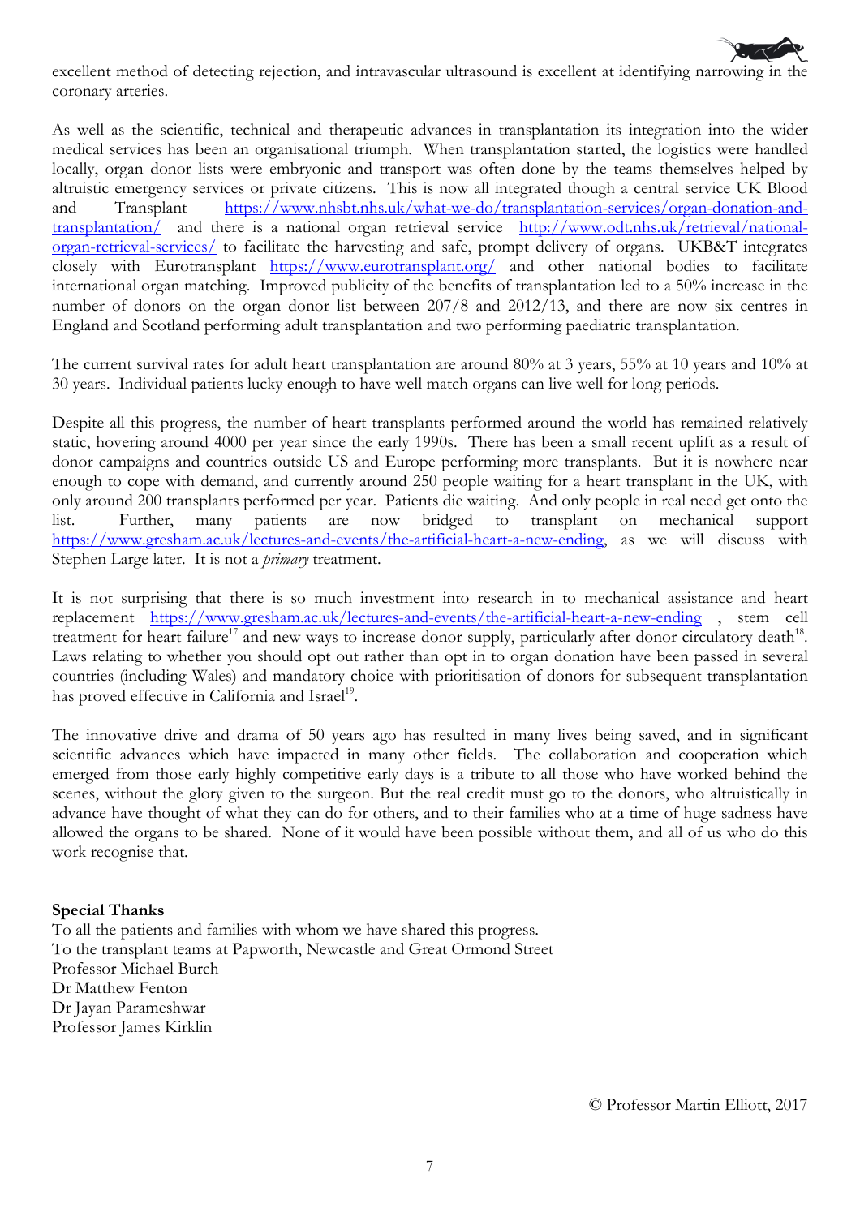excellent method of detecting rejection, and intravascular ultrasound is excellent at identifying narrowing in the coronary arteries.

As well as the scientific, technical and therapeutic advances in transplantation its integration into the wider medical services has been an organisational triumph. When transplantation started, the logistics were handled locally, organ donor lists were embryonic and transport was often done by the teams themselves helped by altruistic emergency services or private citizens. This is now all integrated though a central service UK Blood and Transplant https://www.nhsbt.nhs.uk/what-we-do/transplantation-services/organ-donation-and-transplantation/ and there is a national organ retrieval service http://www.odt.nhs.uk/retrieval/national-organ-retrieval-services/ to facilitate the harvesting and safe, prompt delivery of organs. UKB&T integrates closely with Eurotransplant https://www.eurotransplant.org/ and other national bodies to facilitate international organ matching. Improved publicity of the benefits of transplantation led to a 50% increase in the number of donors on the organ donor list between 207/8 and 2012/13, and there are now six centres in England and Scotland performing adult transplantation and two performing paediatric transplantation.

The current survival rates for adult heart transplantation are around 80% at 3 years, 55% at 10 years and 10% at 30 years. Individual patients lucky enough to have well match organs can live well for long periods.

Despite all this progress, the number of heart transplants performed around the world has remained relatively static, hovering around 4000 per year since the early 1990s. There has been a small recent uplift as a result of donor campaigns and countries outside US and Europe performing more transplants. But it is nowhere near enough to cope with demand, and currently around 250 people waiting for a heart transplant in the UK, with only around 200 transplants performed per year. Patients die waiting. And only people in real need get onto the list. Further, many patients are now bridged to transplant on mechanical support https://www.gresham.ac.uk/lectures-and-events/the-artificial-heart-a-new-ending, as we will discuss with Stephen Large later. It is not a *primary* treatment.

It is not surprising that there is so much investment into research in to mechanical assistance and heart replacement https://www.gresham.ac.uk/lectures-and-events/the-artificial-heart-a-new-ending , stem cell treatment for heart failure[17] and new ways to increase donor supply, particularly after donor circulatory death[18]. Laws relating to whether you should opt out rather than opt in to organ donation have been passed in several countries (including Wales) and mandatory choice with prioritisation of donors for subsequent transplantation has proved effective in California and Israel[19].

The innovative drive and drama of 50 years ago has resulted in many lives being saved, and in significant scientific advances which have impacted in many other fields. The collaboration and cooperation which emerged from those early highly competitive early days is a tribute to all those who have worked behind the scenes, without the glory given to the surgeon. But the real credit must go to the donors, who altruistically in advance have thought of what they can do for others, and to their families who at a time of huge sadness have allowed the organs to be shared. None of it would have been possible without them, and all of us who do this work recognise that.

**Special Thanks**

To all the patients and families with whom we have shared this progress.
To the transplant teams at Papworth, Newcastle and Great Ormond Street
Professor Michael Burch
Dr Matthew Fenton
Dr Jayan Parameshwar
Professor James Kirklin

© Professor Martin Elliott, 2017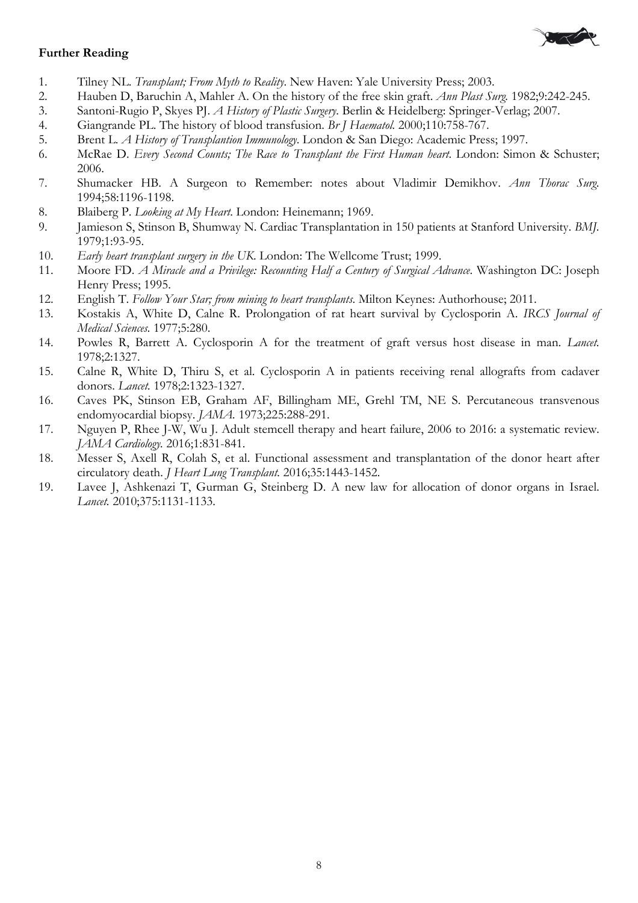**Further Reading**

1. Tilney NL. *Transplant; From Myth to Reality*. New Haven: Yale University Press; 2003.
2. Hauben D, Baruchin A, Mahler A. On the history of the free skin graft. *Ann Plast Surg.* 1982;9:242-245.
3. Santoni-Rugio P, Skyes PJ. *A History of Plastic Surgery*. Berlin & Heidelberg: Springer-Verlag; 2007.
4. Giangrande PL. The history of blood transfusion. *Br J Haematol.* 2000;110:758-767.
5. Brent L. *A History of Transplantion Immunology*. London & San Diego: Academic Press; 1997.
6. McRae D. *Every Second Counts; The Race to Transplant the First Human heart*. London: Simon & Schuster; 2006.
7. Shumacker HB. A Surgeon to Remember: notes about Vladimir Demikhov. *Ann Thorac Surg.* 1994;58:1196-1198.
8. Blaiberg P. *Looking at My Heart*. London: Heinemann; 1969.
9. Jamieson S, Stinson B, Shumway N. Cardiac Transplantation in 150 patients at Stanford University. *BMJ.* 1979;1:93-95.
10. *Early heart transplant surgery in the UK*. London: The Wellcome Trust; 1999.
11. Moore FD. *A Miracle and a Privilege: Recounting Half a Century of Surgical Advance*. Washington DC: Joseph Henry Press; 1995.
12. English T. *Follow Your Star; from mining to heart transplants*. Milton Keynes: Authorhouse; 2011.
13. Kostakis A, White D, Calne R. Prolongation of rat heart survival by Cyclosporin A. *IRCS Journal of Medical Sciences*. 1977;5:280.
14. Powles R, Barrett A. Cyclosporin A for the treatment of graft versus host disease in man. *Lancet.* 1978;2:1327.
15. Calne R, White D, Thiru S, et al. Cyclosporin A in patients receiving renal allografts from cadaver donors. *Lancet.* 1978;2:1323-1327.
16. Caves PK, Stinson EB, Graham AF, Billingham ME, Grehl TM, NE S. Percutaneous transvenous endomyocardial biopsy. *JAMA.* 1973;225:288-291.
17. Nguyen P, Rhee J-W, Wu J. Adult stemcell therapy and heart failure, 2006 to 2016: a systematic review. *JAMA Cardiology.* 2016;1:831-841.
18. Messer S, Axell R, Colah S, et al. Functional assessment and transplantation of the donor heart after circulatory death. *J Heart Lung Transplant.* 2016;35:1443-1452.
19. Lavee J, Ashkenazi T, Gurman G, Steinberg D. A new law for allocation of donor organs in Israel. *Lancet.* 2010;375:1131-1133.